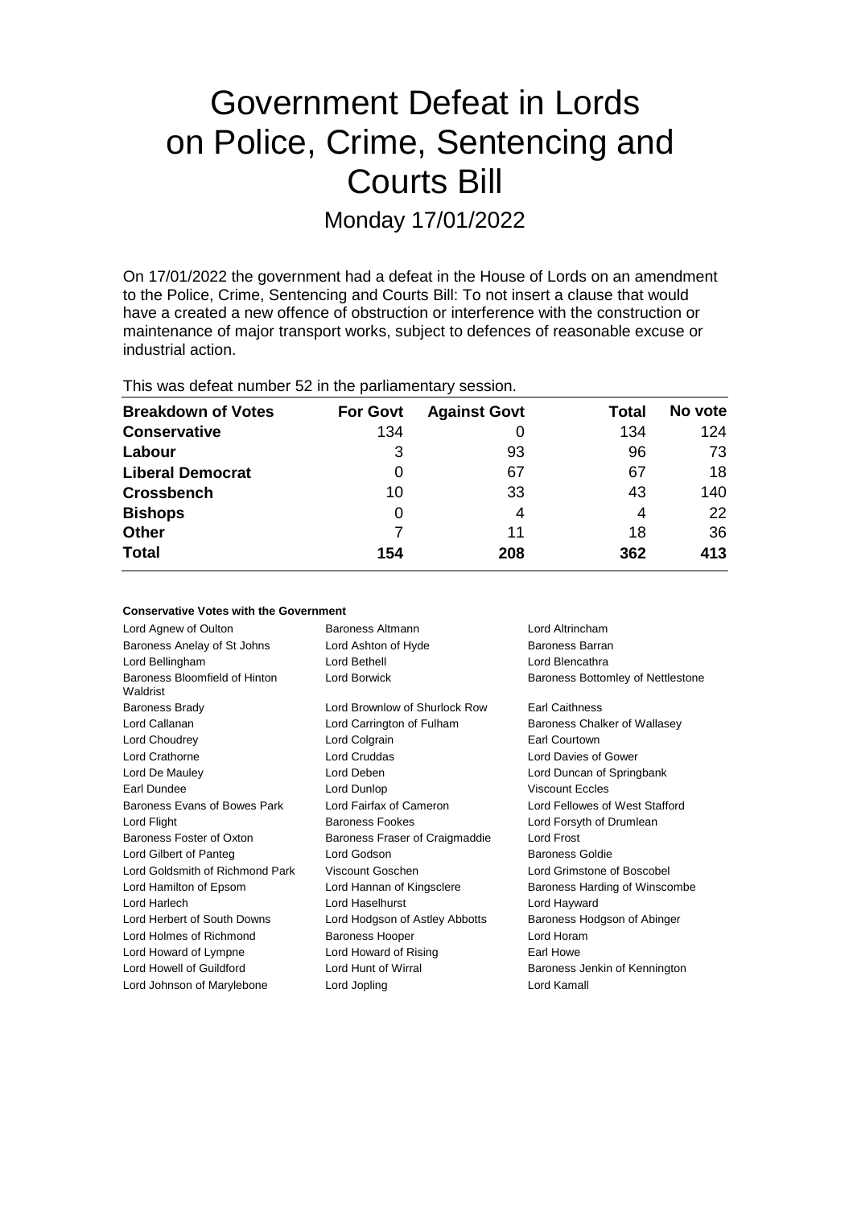# Government Defeat in Lords on Police, Crime, Sentencing and Courts Bill

Monday 17/01/2022

On 17/01/2022 the government had a defeat in the House of Lords on an amendment to the Police, Crime, Sentencing and Courts Bill: To not insert a clause that would have a created a new offence of obstruction or interference with the construction or maintenance of major transport works, subject to defences of reasonable excuse or industrial action.

This was defeat number 52 in the parliamentary session.

| Breakdown of Votes | For Govt | Against Govt | Total | No vote |
|---|---|---|---|---|
| **Conservative** | 134 | 0 | 134 | 124 |
| **Labour** | 3 | 93 | 96 | 73 |
| **Liberal Democrat** | 0 | 67 | 67 | 18 |
| **Crossbench** | 10 | 33 | 43 | 140 |
| **Bishops** | 0 | 4 | 4 | 22 |
| **Other** | 7 | 11 | 18 | 36 |
| **Total** | **154** | **208** | **362** | **413** |

### Conservative Votes with the Government

| | | |
|---|---|---|
| Lord Agnew of Oulton | Baroness Altmann | Lord Altrincham |
| Baroness Anelay of St Johns | Lord Ashton of Hyde | Baroness Barran |
| Lord Bellingham | Lord Bethell | Lord Blencathra |
| Baroness Bloomfield of Hinton Waldrist | Lord Borwick | Baroness Bottomley of Nettlestone |
| Baroness Brady | Lord Brownlow of Shurlock Row | Earl Caithness |
| Lord Callanan | Lord Carrington of Fulham | Baroness Chalker of Wallasey |
| Lord Choudrey | Lord Colgrain | Earl Courtown |
| Lord Crathorne | Lord Cruddas | Lord Davies of Gower |
| Lord De Mauley | Lord Deben | Lord Duncan of Springbank |
| Earl Dundee | Lord Dunlop | Viscount Eccles |
| Baroness Evans of Bowes Park | Lord Fairfax of Cameron | Lord Fellowes of West Stafford |
| Lord Flight | Baroness Fookes | Lord Forsyth of Drumlean |
| Baroness Foster of Oxton | Baroness Fraser of Craigmaddie | Lord Frost |
| Lord Gilbert of Panteg | Lord Godson | Baroness Goldie |
| Lord Goldsmith of Richmond Park | Viscount Goschen | Lord Grimstone of Boscobel |
| Lord Hamilton of Epsom | Lord Hannan of Kingsclere | Baroness Harding of Winscombe |
| Lord Harlech | Lord Haselhurst | Lord Hayward |
| Lord Herbert of South Downs | Lord Hodgson of Astley Abbotts | Baroness Hodgson of Abinger |
| Lord Holmes of Richmond | Baroness Hooper | Lord Horam |
| Lord Howard of Lympne | Lord Howard of Rising | Earl Howe |
| Lord Howell of Guildford | Lord Hunt of Wirral | Baroness Jenkin of Kennington |
| Lord Johnson of Marylebone | Lord Jopling | Lord Kamall |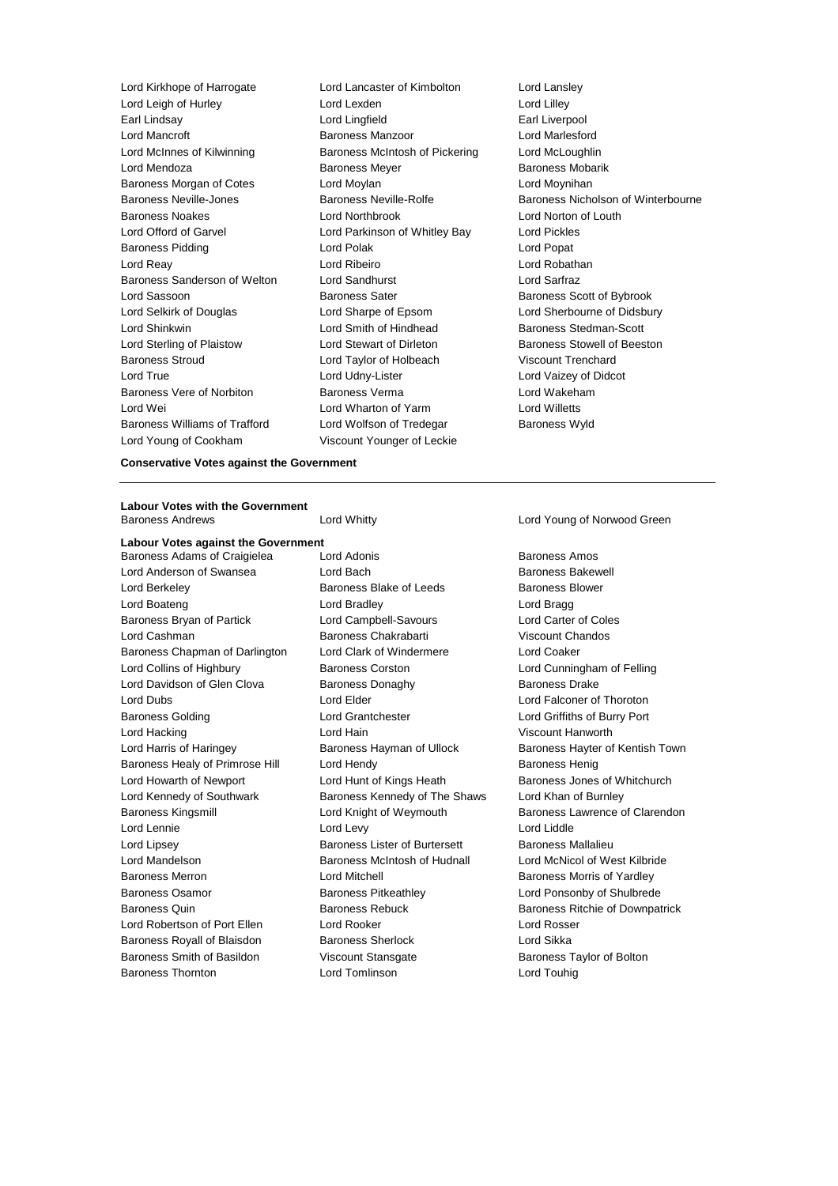Lord Kirkhope of Harrogate
Lord Lancaster of Kimbolton
Lord Lansley
Lord Leigh of Hurley
Lord Lexden
Lord Lilley
Earl Lindsay
Lord Lingfield
Earl Liverpool
Lord Mancroft
Baroness Manzoor
Lord Marlesford
Lord McInnes of Kilwinning
Baroness McIntosh of Pickering
Lord McLoughlin
Lord Mendoza
Baroness Meyer
Baroness Mobarik
Baroness Morgan of Cotes
Lord Moylan
Lord Moynihan
Baroness Neville-Jones
Baroness Neville-Rolfe
Baroness Nicholson of Winterbourne
Baroness Noakes
Lord Northbrook
Lord Norton of Louth
Lord Offord of Garvel
Lord Parkinson of Whitley Bay
Lord Pickles
Baroness Pidding
Lord Polak
Lord Popat
Lord Reay
Lord Ribeiro
Lord Robathan
Baroness Sanderson of Welton
Lord Sandhurst
Lord Sarfraz
Lord Sassoon
Baroness Sater
Baroness Scott of Bybrook
Lord Selkirk of Douglas
Lord Sharpe of Epsom
Lord Sherbourne of Didsbury
Lord Shinkwin
Lord Smith of Hindhead
Baroness Stedman-Scott
Lord Sterling of Plaistow
Lord Stewart of Dirleton
Baroness Stowell of Beeston
Baroness Stroud
Lord Taylor of Holbeach
Viscount Trenchard
Lord True
Lord Udny-Lister
Lord Vaizey of Didcot
Baroness Vere of Norbiton
Baroness Verma
Lord Wakeham
Lord Wei
Lord Wharton of Yarm
Lord Willetts
Baroness Williams of Trafford
Lord Wolfson of Tredegar
Baroness Wyld
Lord Young of Cookham
Viscount Younger of Leckie

**Conservative Votes against the Government**

---

**Labour Votes with the Government**

Baroness Andrews
Lord Whitty
Lord Young of Norwood Green

**Labour Votes against the Government**

Baroness Adams of Craigielea
Lord Adonis
Baroness Amos
Lord Anderson of Swansea
Lord Bach
Baroness Bakewell
Lord Berkeley
Baroness Blake of Leeds
Baroness Blower
Lord Boateng
Lord Bradley
Lord Bragg
Baroness Bryan of Partick
Lord Campbell-Savours
Lord Carter of Coles
Lord Cashman
Baroness Chakrabarti
Viscount Chandos
Baroness Chapman of Darlington
Lord Clark of Windermere
Lord Coaker
Lord Collins of Highbury
Baroness Corston
Lord Cunningham of Felling
Lord Davidson of Glen Clova
Baroness Donaghy
Baroness Drake
Lord Dubs
Lord Elder
Lord Falconer of Thoroton
Baroness Golding
Lord Grantchester
Lord Griffiths of Burry Port
Lord Hacking
Lord Hain
Viscount Hanworth
Lord Harris of Haringey
Baroness Hayman of Ullock
Baroness Hayter of Kentish Town
Baroness Healy of Primrose Hill
Lord Hendy
Baroness Henig
Lord Howarth of Newport
Lord Hunt of Kings Heath
Baroness Jones of Whitchurch
Lord Kennedy of Southwark
Baroness Kennedy of The Shaws
Lord Khan of Burnley
Baroness Kingsmill
Lord Knight of Weymouth
Baroness Lawrence of Clarendon
Lord Lennie
Lord Levy
Lord Liddle
Lord Lipsey
Baroness Lister of Burtersett
Baroness Mallalieu
Lord Mandelson
Baroness McIntosh of Hudnall
Lord McNicol of West Kilbride
Baroness Merron
Lord Mitchell
Baroness Morris of Yardley
Baroness Osamor
Baroness Pitkeathley
Lord Ponsonby of Shulbrede
Baroness Quin
Baroness Rebuck
Baroness Ritchie of Downpatrick
Lord Robertson of Port Ellen
Lord Rooker
Lord Rosser
Baroness Royall of Blaisdon
Baroness Sherlock
Lord Sikka
Baroness Smith of Basildon
Viscount Stansgate
Baroness Taylor of Bolton
Baroness Thornton
Lord Tomlinson
Lord Touhig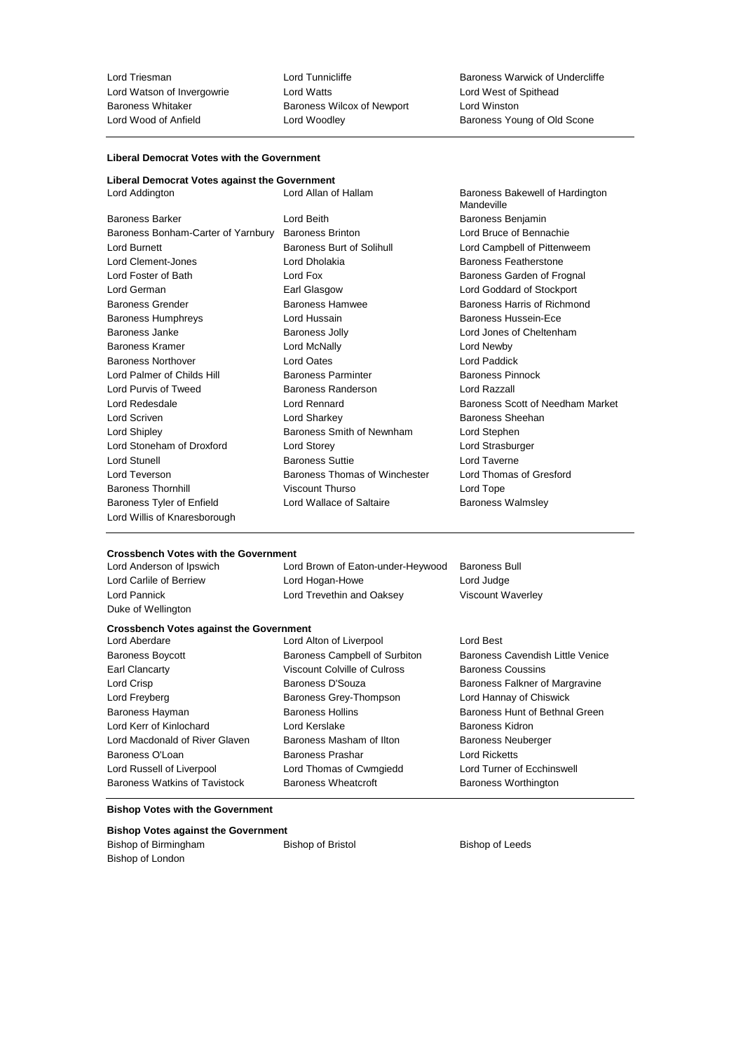Lord Triesman, Lord Tunnicliffe, Baroness Warwick of Undercliffe, Lord Watson of Invergowrie, Lord Watts, Lord West of Spithead, Baroness Whitaker, Baroness Wilcox of Newport, Lord Winston, Lord Wood of Anfield, Lord Woodley, Baroness Young of Old Scone

---

**Liberal Democrat Votes with the Government**

**Liberal Democrat Votes against the Government**

Lord Addington, Lord Allan of Hallam, Baroness Bakewell of Hardington Mandeville, Baroness Barker, Lord Beith, Baroness Benjamin, Baroness Bonham-Carter of Yarnbury, Baroness Brinton, Lord Bruce of Bennachie, Lord Burnett, Baroness Burt of Solihull, Lord Campbell of Pittenweem, Lord Clement-Jones, Lord Dholakia, Baroness Featherstone, Lord Foster of Bath, Lord Fox, Baroness Garden of Frognal, Lord German, Earl Glasgow, Lord Goddard of Stockport, Baroness Grender, Baroness Hamwee, Baroness Harris of Richmond, Baroness Humphreys, Lord Hussain, Baroness Hussein-Ece, Baroness Janke, Baroness Jolly, Lord Jones of Cheltenham, Baroness Kramer, Lord McNally, Lord Newby, Baroness Northover, Lord Oates, Lord Paddick, Lord Palmer of Childs Hill, Baroness Parminter, Baroness Pinnock, Lord Purvis of Tweed, Baroness Randerson, Lord Razzall, Lord Redesdale, Lord Rennard, Baroness Scott of Needham Market, Lord Scriven, Lord Sharkey, Baroness Sheehan, Lord Shipley, Baroness Smith of Newnham, Lord Stephen, Lord Stoneham of Droxford, Lord Storey, Lord Strasburger, Lord Stunell, Baroness Suttie, Lord Taverne, Lord Teverson, Baroness Thomas of Winchester, Lord Thomas of Gresford, Baroness Thornhill, Viscount Thurso, Lord Tope, Baroness Tyler of Enfield, Lord Wallace of Saltaire, Baroness Walmsley, Lord Willis of Knaresborough

---

**Crossbench Votes with the Government**

Lord Anderson of Ipswich, Lord Brown of Eaton-under-Heywood, Baroness Bull, Lord Carlile of Berriew, Lord Hogan-Howe, Lord Judge, Lord Pannick, Lord Trevethin and Oaksey, Viscount Waverley, Duke of Wellington

**Crossbench Votes against the Government**

Lord Aberdare, Lord Alton of Liverpool, Lord Best, Baroness Boycott, Baroness Campbell of Surbiton, Baroness Cavendish Little Venice, Earl Clancarty, Viscount Colville of Culross, Baroness Coussins, Lord Crisp, Baroness D'Souza, Baroness Falkner of Margravine, Lord Freyberg, Baroness Grey-Thompson, Lord Hannay of Chiswick, Baroness Hayman, Baroness Hollins, Baroness Hunt of Bethnal Green, Lord Kerr of Kinlochard, Lord Kerslake, Baroness Kidron, Lord Macdonald of River Glaven, Baroness Masham of Ilton, Baroness Neuberger, Baroness O'Loan, Baroness Prashar, Lord Ricketts, Lord Russell of Liverpool, Lord Thomas of Cwmgiedd, Lord Turner of Ecchinswell, Baroness Watkins of Tavistock, Baroness Wheatcroft, Baroness Worthington

---

**Bishop Votes with the Government**

**Bishop Votes against the Government**

Bishop of Birmingham, Bishop of Bristol, Bishop of Leeds, Bishop of London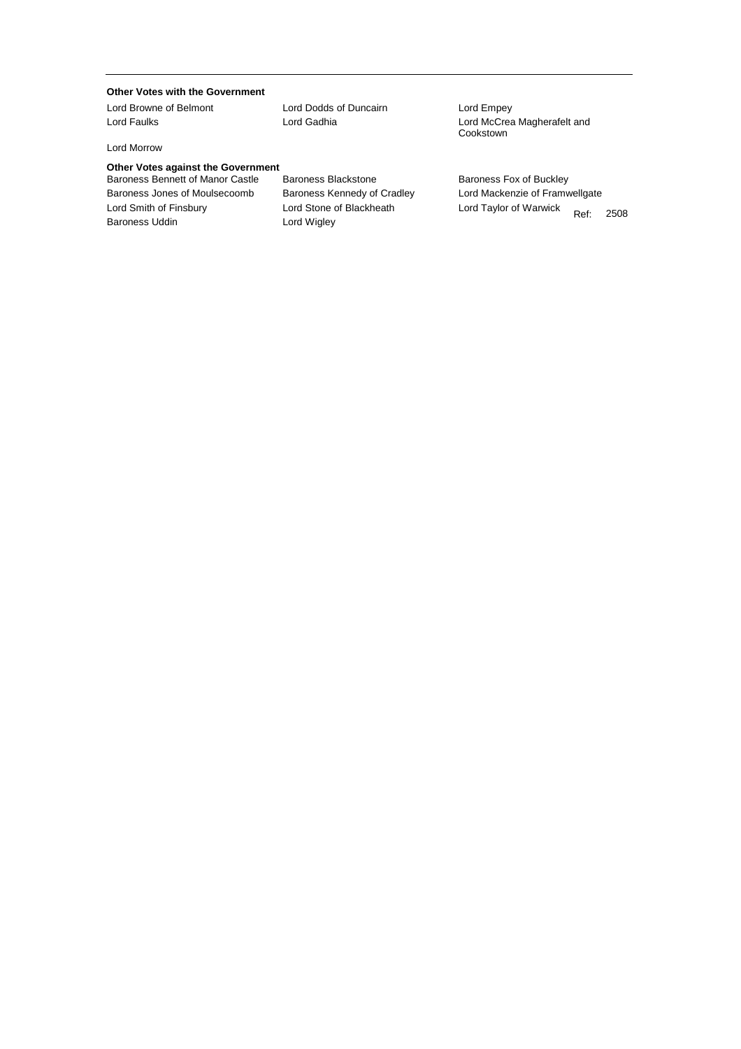### Other Votes with the Government

Lord Browne of Belmont
Lord Dodds of Duncairn
Lord Empey
Lord Faulks
Lord Gadhia
Lord McCrea Magherafelt and Cookstown
Lord Morrow

### Other Votes against the Government

Baroness Bennett of Manor Castle
Baroness Blackstone
Baroness Fox of Buckley
Baroness Jones of Moulsecoomb
Baroness Kennedy of Cradley
Lord Mackenzie of Framwellgate
Lord Smith of Finsbury
Lord Stone of Blackheath
Lord Taylor of Warwick
Baroness Uddin
Lord Wigley

Ref: 2508